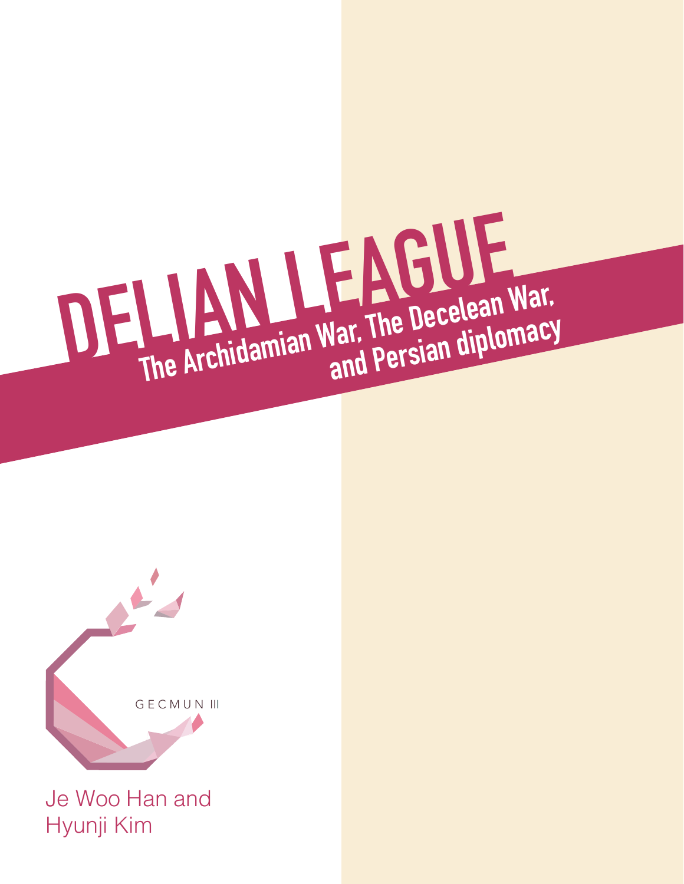# DELIAN LEAGUE

## The Archidamian War, The Decelean War, and Persian diplomacy

GECMUN III

Je Woo Han and Hyunji Kim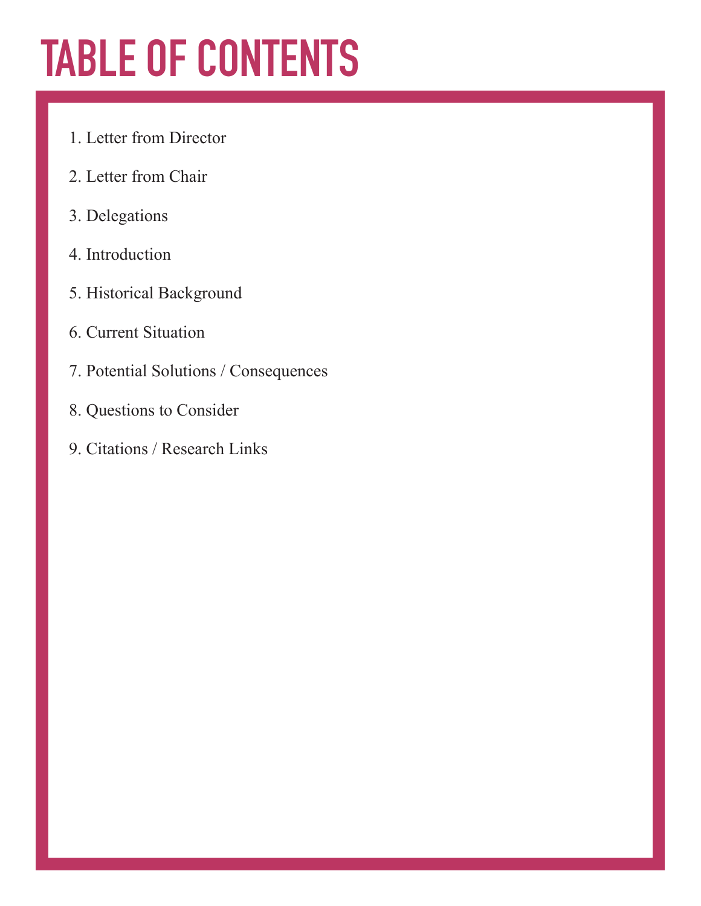# TABLE OF CONTENTS

1. Letter from Director
2. Letter from Chair
3. Delegations
4. Introduction
5. Historical Background
6. Current Situation
7. Potential Solutions / Consequences
8. Questions to Consider
9. Citations / Research Links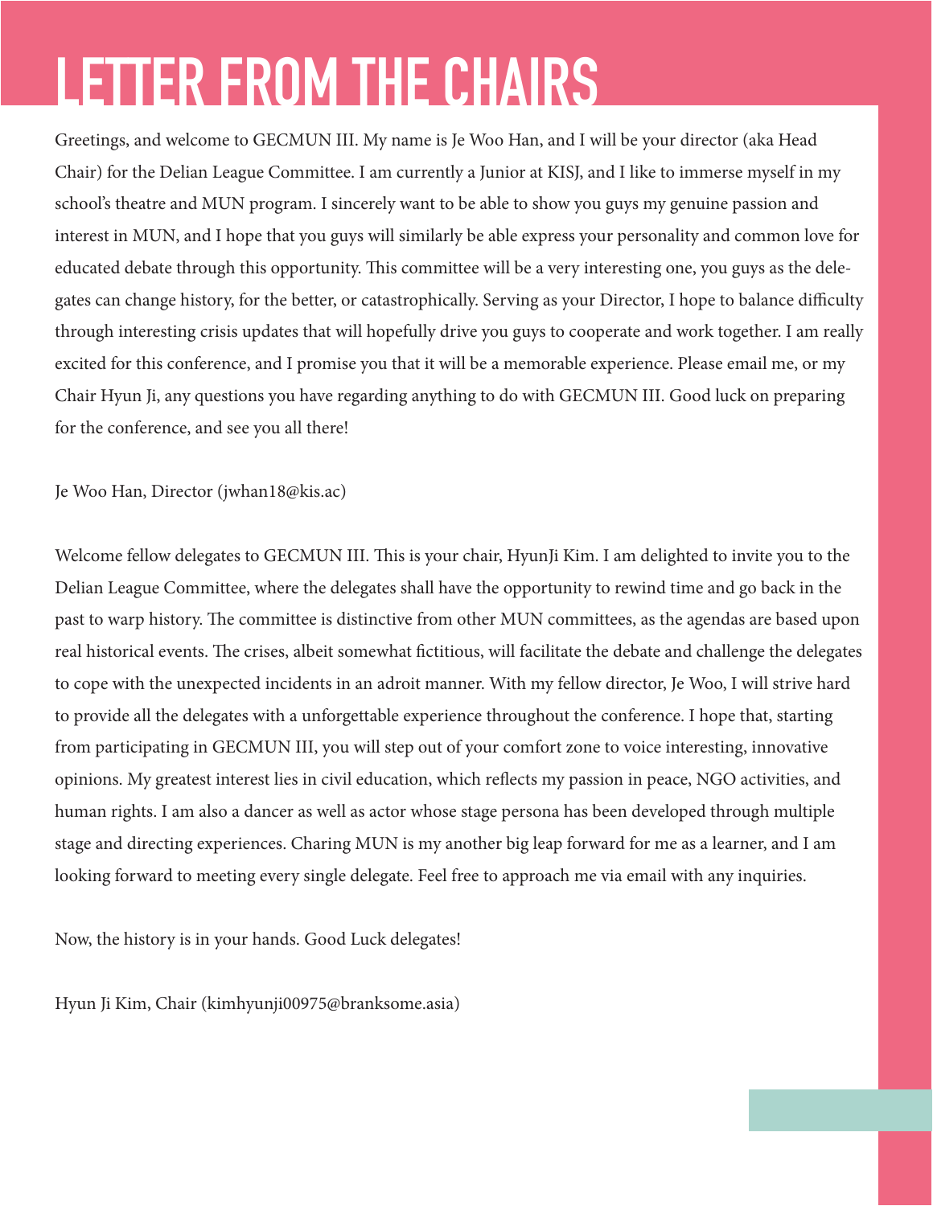# LETTER FROM THE CHAIRS

Greetings, and welcome to GECMUN III. My name is Je Woo Han, and I will be your director (aka Head Chair) for the Delian League Committee. I am currently a Junior at KISJ, and I like to immerse myself in my school's theatre and MUN program. I sincerely want to be able to show you guys my genuine passion and interest in MUN, and I hope that you guys will similarly be able express your personality and common love for educated debate through this opportunity. This committee will be a very interesting one, you guys as the delegates can change history, for the better, or catastrophically. Serving as your Director, I hope to balance difficulty through interesting crisis updates that will hopefully drive you guys to cooperate and work together. I am really excited for this conference, and I promise you that it will be a memorable experience. Please email me, or my Chair Hyun Ji, any questions you have regarding anything to do with GECMUN III. Good luck on preparing for the conference, and see you all there!

Je Woo Han, Director (jwhan18@kis.ac)

Welcome fellow delegates to GECMUN III. This is your chair, HyunJi Kim. I am delighted to invite you to the Delian League Committee, where the delegates shall have the opportunity to rewind time and go back in the past to warp history. The committee is distinctive from other MUN committees, as the agendas are based upon real historical events. The crises, albeit somewhat fictitious, will facilitate the debate and challenge the delegates to cope with the unexpected incidents in an adroit manner. With my fellow director, Je Woo, I will strive hard to provide all the delegates with a unforgettable experience throughout the conference. I hope that, starting from participating in GECMUN III, you will step out of your comfort zone to voice interesting, innovative opinions. My greatest interest lies in civil education, which reflects my passion in peace, NGO activities, and human rights. I am also a dancer as well as actor whose stage persona has been developed through multiple stage and directing experiences. Charing MUN is my another big leap forward for me as a learner, and I am looking forward to meeting every single delegate. Feel free to approach me via email with any inquiries.

Now, the history is in your hands. Good Luck delegates!

Hyun Ji Kim, Chair (kimhyunji00975@branksome.asia)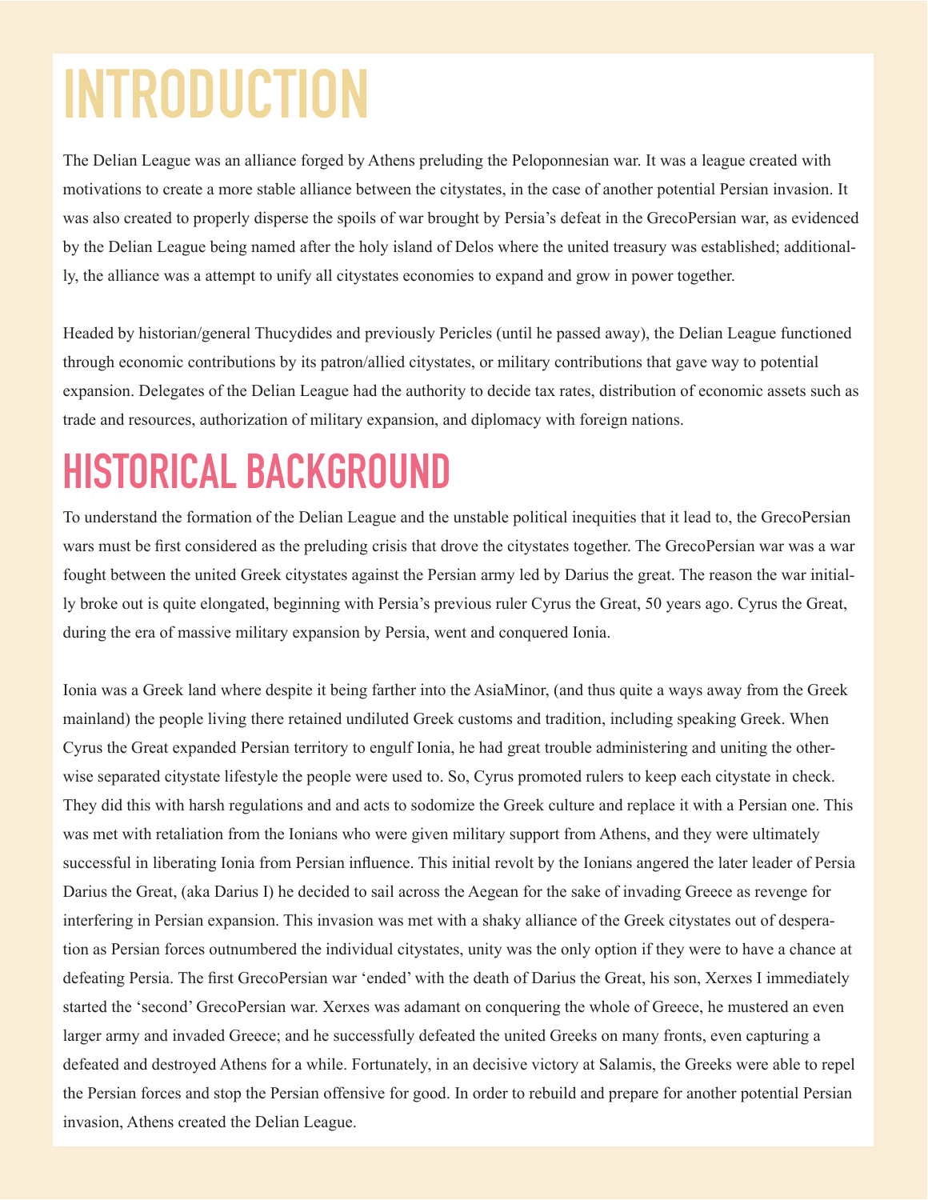# INTRODUCTION

The Delian League was an alliance forged by Athens preluding the Peloponnesian war. It was a league created with motivations to create a more stable alliance between the citystates, in the case of another potential Persian invasion. It was also created to properly disperse the spoils of war brought by Persia's defeat in the GrecoPersian war, as evidenced by the Delian League being named after the holy island of Delos where the united treasury was established; additionally, the alliance was a attempt to unify all citystates economies to expand and grow in power together.

Headed by historian/general Thucydides and previously Pericles (until he passed away), the Delian League functioned through economic contributions by its patron/allied citystates, or military contributions that gave way to potential expansion. Delegates of the Delian League had the authority to decide tax rates, distribution of economic assets such as trade and resources, authorization of military expansion, and diplomacy with foreign nations.

# HISTORICAL BACKGROUND

To understand the formation of the Delian League and the unstable political inequities that it lead to, the GrecoPersian wars must be first considered as the preluding crisis that drove the citystates together. The GrecoPersian war was a war fought between the united Greek citystates against the Persian army led by Darius the great. The reason the war initially broke out is quite elongated, beginning with Persia's previous ruler Cyrus the Great, 50 years ago. Cyrus the Great, during the era of massive military expansion by Persia, went and conquered Ionia.

Ionia was a Greek land where despite it being farther into the AsiaMinor, (and thus quite a ways away from the Greek mainland) the people living there retained undiluted Greek customs and tradition, including speaking Greek. When Cyrus the Great expanded Persian territory to engulf Ionia, he had great trouble administering and uniting the otherwise separated citystate lifestyle the people were used to. So, Cyrus promoted rulers to keep each citystate in check. They did this with harsh regulations and and acts to sodomize the Greek culture and replace it with a Persian one. This was met with retaliation from the Ionians who were given military support from Athens, and they were ultimately successful in liberating Ionia from Persian influence. This initial revolt by the Ionians angered the later leader of Persia Darius the Great, (aka Darius I) he decided to sail across the Aegean for the sake of invading Greece as revenge for interfering in Persian expansion. This invasion was met with a shaky alliance of the Greek citystates out of desperation as Persian forces outnumbered the individual citystates, unity was the only option if they were to have a chance at defeating Persia. The first GrecoPersian war 'ended' with the death of Darius the Great, his son, Xerxes I immediately started the 'second' GrecoPersian war. Xerxes was adamant on conquering the whole of Greece, he mustered an even larger army and invaded Greece; and he successfully defeated the united Greeks on many fronts, even capturing a defeated and destroyed Athens for a while. Fortunately, in an decisive victory at Salamis, the Greeks were able to repel the Persian forces and stop the Persian offensive for good. In order to rebuild and prepare for another potential Persian invasion, Athens created the Delian League.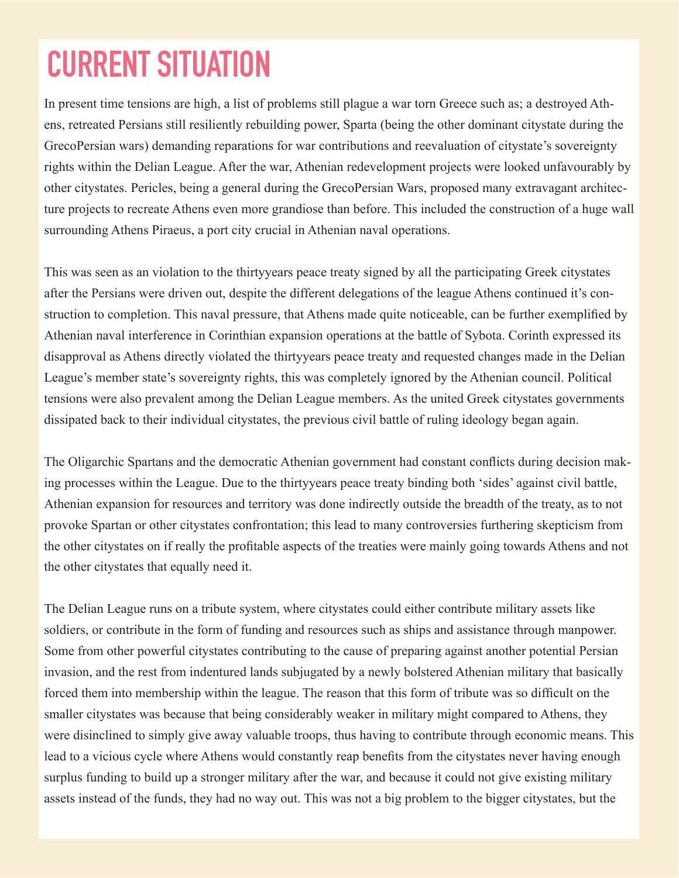# CURRENT SITUATION

In present time tensions are high, a list of problems still plague a war torn Greece such as; a destroyed Athens, retreated Persians still resiliently rebuilding power, Sparta (being the other dominant citystate during the GrecoPersian wars) demanding reparations for war contributions and reevaluation of citystate's sovereignty rights within the Delian League. After the war, Athenian redevelopment projects were looked unfavourably by other citystates. Pericles, being a general during the GrecoPersian Wars, proposed many extravagant architecture projects to recreate Athens even more grandiose than before. This included the construction of a huge wall surrounding Athens Piraeus, a port city crucial in Athenian naval operations.

This was seen as an violation to the thirtyyears peace treaty signed by all the participating Greek citystates after the Persians were driven out, despite the different delegations of the league Athens continued it's construction to completion. This naval pressure, that Athens made quite noticeable, can be further exemplified by Athenian naval interference in Corinthian expansion operations at the battle of Sybota. Corinth expressed its disapproval as Athens directly violated the thirtyyears peace treaty and requested changes made in the Delian League's member state's sovereignty rights, this was completely ignored by the Athenian council. Political tensions were also prevalent among the Delian League members. As the united Greek citystates governments dissipated back to their individual citystates, the previous civil battle of ruling ideology began again.

The Oligarchic Spartans and the democratic Athenian government had constant conflicts during decision making processes within the League. Due to the thirtyyears peace treaty binding both 'sides' against civil battle, Athenian expansion for resources and territory was done indirectly outside the breadth of the treaty, as to not provoke Spartan or other citystates confrontation; this lead to many controversies furthering skepticism from the other citystates on if really the profitable aspects of the treaties were mainly going towards Athens and not the other citystates that equally need it.

The Delian League runs on a tribute system, where citystates could either contribute military assets like soldiers, or contribute in the form of funding and resources such as ships and assistance through manpower. Some from other powerful citystates contributing to the cause of preparing against another potential Persian invasion, and the rest from indentured lands subjugated by a newly bolstered Athenian military that basically forced them into membership within the league. The reason that this form of tribute was so difficult on the smaller citystates was because that being considerably weaker in military might compared to Athens, they were disinclined to simply give away valuable troops, thus having to contribute through economic means. This lead to a vicious cycle where Athens would constantly reap benefits from the citystates never having enough surplus funding to build up a stronger military after the war, and because it could not give existing military assets instead of the funds, they had no way out. This was not a big problem to the bigger citystates, but the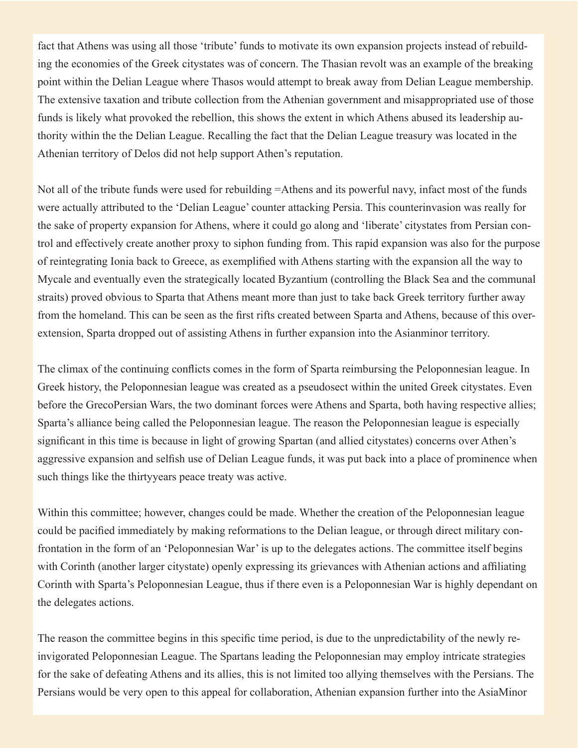fact that Athens was using all those 'tribute' funds to motivate its own expansion projects instead of rebuilding the economies of the Greek citystates was of concern. The Thasian revolt was an example of the breaking point within the Delian League where Thasos would attempt to break away from Delian League membership. The extensive taxation and tribute collection from the Athenian government and misappropriated use of those funds is likely what provoked the rebellion, this shows the extent in which Athens abused its leadership authority within the the Delian League. Recalling the fact that the Delian League treasury was located in the Athenian territory of Delos did not help support Athen's reputation.

Not all of the tribute funds were used for rebuilding =Athens and its powerful navy, infact most of the funds were actually attributed to the 'Delian League' counter attacking Persia. This counterinvasion was really for the sake of property expansion for Athens, where it could go along and 'liberate' citystates from Persian control and effectively create another proxy to siphon funding from. This rapid expansion was also for the purpose of reintegrating Ionia back to Greece, as exemplified with Athens starting with the expansion all the way to Mycale and eventually even the strategically located Byzantium (controlling the Black Sea and the communal straits) proved obvious to Sparta that Athens meant more than just to take back Greek territory further away from the homeland. This can be seen as the first rifts created between Sparta and Athens, because of this overextension, Sparta dropped out of assisting Athens in further expansion into the Asianminor territory.

The climax of the continuing conflicts comes in the form of Sparta reimbursing the Peloponnesian league. In Greek history, the Peloponnesian league was created as a pseudosect within the united Greek citystates. Even before the GrecoPersian Wars, the two dominant forces were Athens and Sparta, both having respective allies; Sparta's alliance being called the Peloponnesian league. The reason the Peloponnesian league is especially significant in this time is because in light of growing Spartan (and allied citystates) concerns over Athen's aggressive expansion and selfish use of Delian League funds, it was put back into a place of prominence when such things like the thirtyyears peace treaty was active.

Within this committee; however, changes could be made. Whether the creation of the Peloponnesian league could be pacified immediately by making reformations to the Delian league, or through direct military confrontation in the form of an 'Peloponnesian War' is up to the delegates actions. The committee itself begins with Corinth (another larger citystate) openly expressing its grievances with Athenian actions and affiliating Corinth with Sparta's Peloponnesian League, thus if there even is a Peloponnesian War is highly dependant on the delegates actions.

The reason the committee begins in this specific time period, is due to the unpredictability of the newly reinvigorated Peloponnesian League. The Spartans leading the Peloponnesian may employ intricate strategies for the sake of defeating Athens and its allies, this is not limited too allying themselves with the Persians. The Persians would be very open to this appeal for collaboration, Athenian expansion further into the AsiaMinor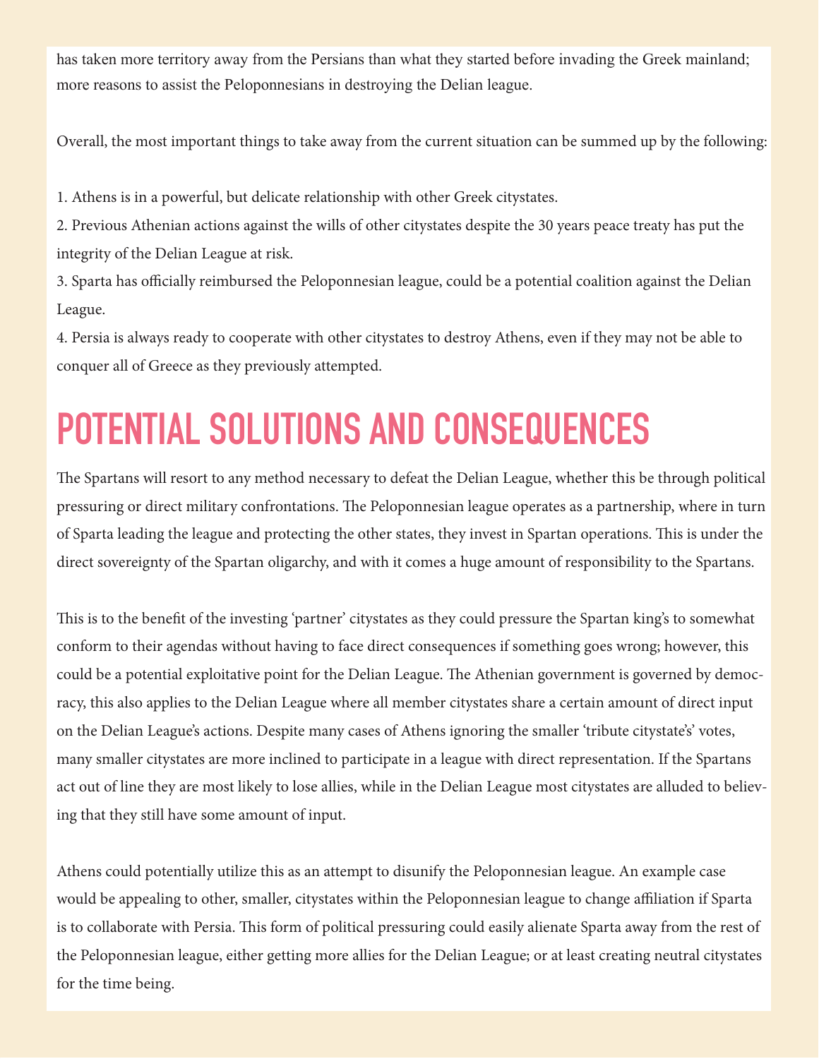has taken more territory away from the Persians than what they started before invading the Greek mainland; more reasons to assist the Peloponnesians in destroying the Delian league.

Overall, the most important things to take away from the current situation can be summed up by the following:

1. Athens is in a powerful, but delicate relationship with other Greek citystates.
2. Previous Athenian actions against the wills of other citystates despite the 30 years peace treaty has put the integrity of the Delian League at risk.
3. Sparta has officially reimbursed the Peloponnesian league, could be a potential coalition against the Delian League.
4. Persia is always ready to cooperate with other citystates to destroy Athens, even if they may not be able to conquer all of Greece as they previously attempted.

# POTENTIAL SOLUTIONS AND CONSEQUENCES

The Spartans will resort to any method necessary to defeat the Delian League, whether this be through political pressuring or direct military confrontations. The Peloponnesian league operates as a partnership, where in turn of Sparta leading the league and protecting the other states, they invest in Spartan operations. This is under the direct sovereignty of the Spartan oligarchy, and with it comes a huge amount of responsibility to the Spartans.

This is to the benefit of the investing 'partner' citystates as they could pressure the Spartan king's to somewhat conform to their agendas without having to face direct consequences if something goes wrong; however, this could be a potential exploitative point for the Delian League. The Athenian government is governed by democracy, this also applies to the Delian League where all member citystates share a certain amount of direct input on the Delian League's actions. Despite many cases of Athens ignoring the smaller 'tribute citystate's' votes, many smaller citystates are more inclined to participate in a league with direct representation. If the Spartans act out of line they are most likely to lose allies, while in the Delian League most citystates are alluded to believing that they still have some amount of input.

Athens could potentially utilize this as an attempt to disunify the Peloponnesian league. An example case would be appealing to other, smaller, citystates within the Peloponnesian league to change affiliation if Sparta is to collaborate with Persia. This form of political pressuring could easily alienate Sparta away from the rest of the Peloponnesian league, either getting more allies for the Delian League; or at least creating neutral citystates for the time being.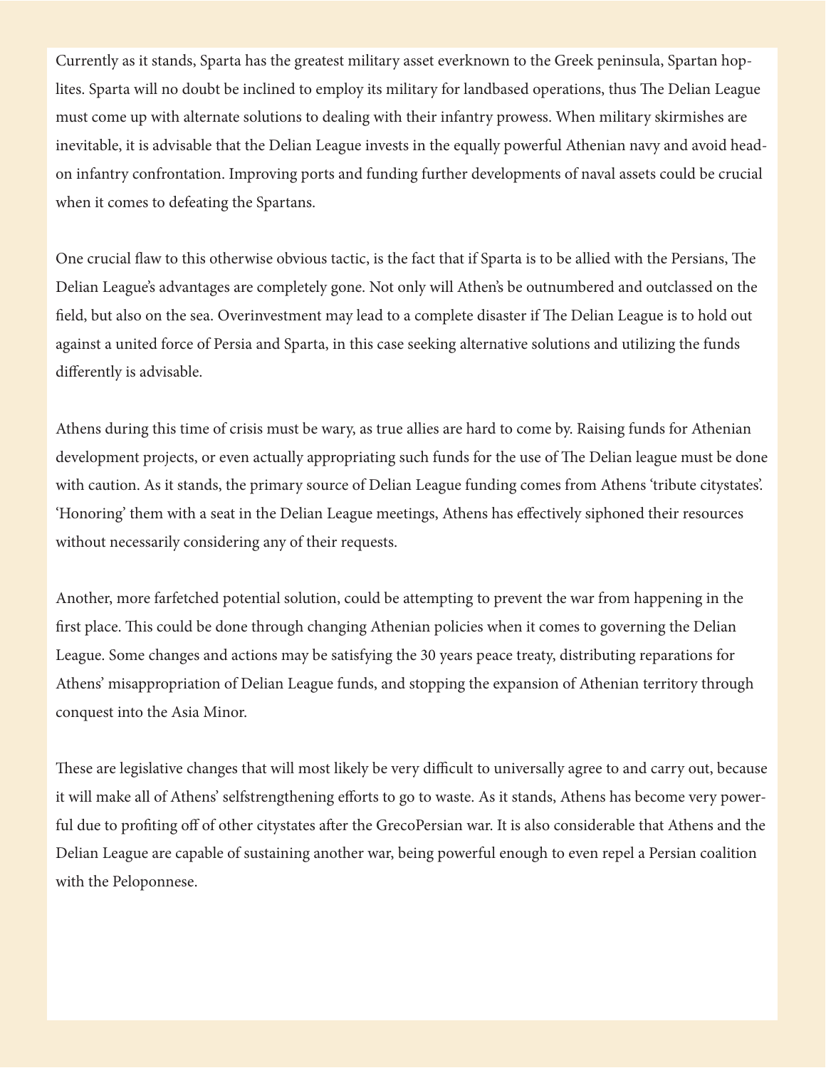Currently as it stands, Sparta has the greatest military asset everknown to the Greek peninsula, Spartan hoplites. Sparta will no doubt be inclined to employ its military for landbased operations, thus The Delian League must come up with alternate solutions to dealing with their infantry prowess. When military skirmishes are inevitable, it is advisable that the Delian League invests in the equally powerful Athenian navy and avoid head-on infantry confrontation. Improving ports and funding further developments of naval assets could be crucial when it comes to defeating the Spartans.

One crucial flaw to this otherwise obvious tactic, is the fact that if Sparta is to be allied with the Persians, The Delian League's advantages are completely gone. Not only will Athen's be outnumbered and outclassed on the field, but also on the sea. Overinvestment may lead to a complete disaster if The Delian League is to hold out against a united force of Persia and Sparta, in this case seeking alternative solutions and utilizing the funds differently is advisable.

Athens during this time of crisis must be wary, as true allies are hard to come by. Raising funds for Athenian development projects, or even actually appropriating such funds for the use of The Delian league must be done with caution. As it stands, the primary source of Delian League funding comes from Athens 'tribute citystates'. 'Honoring' them with a seat in the Delian League meetings, Athens has effectively siphoned their resources without necessarily considering any of their requests.

Another, more farfetched potential solution, could be attempting to prevent the war from happening in the first place. This could be done through changing Athenian policies when it comes to governing the Delian League. Some changes and actions may be satisfying the 30 years peace treaty, distributing reparations for Athens' misappropriation of Delian League funds, and stopping the expansion of Athenian territory through conquest into the Asia Minor.

These are legislative changes that will most likely be very difficult to universally agree to and carry out, because it will make all of Athens' selfstrengthening efforts to go to waste. As it stands, Athens has become very powerful due to profiting off of other citystates after the GrecoPersian war. It is also considerable that Athens and the Delian League are capable of sustaining another war, being powerful enough to even repel a Persian coalition with the Peloponnese.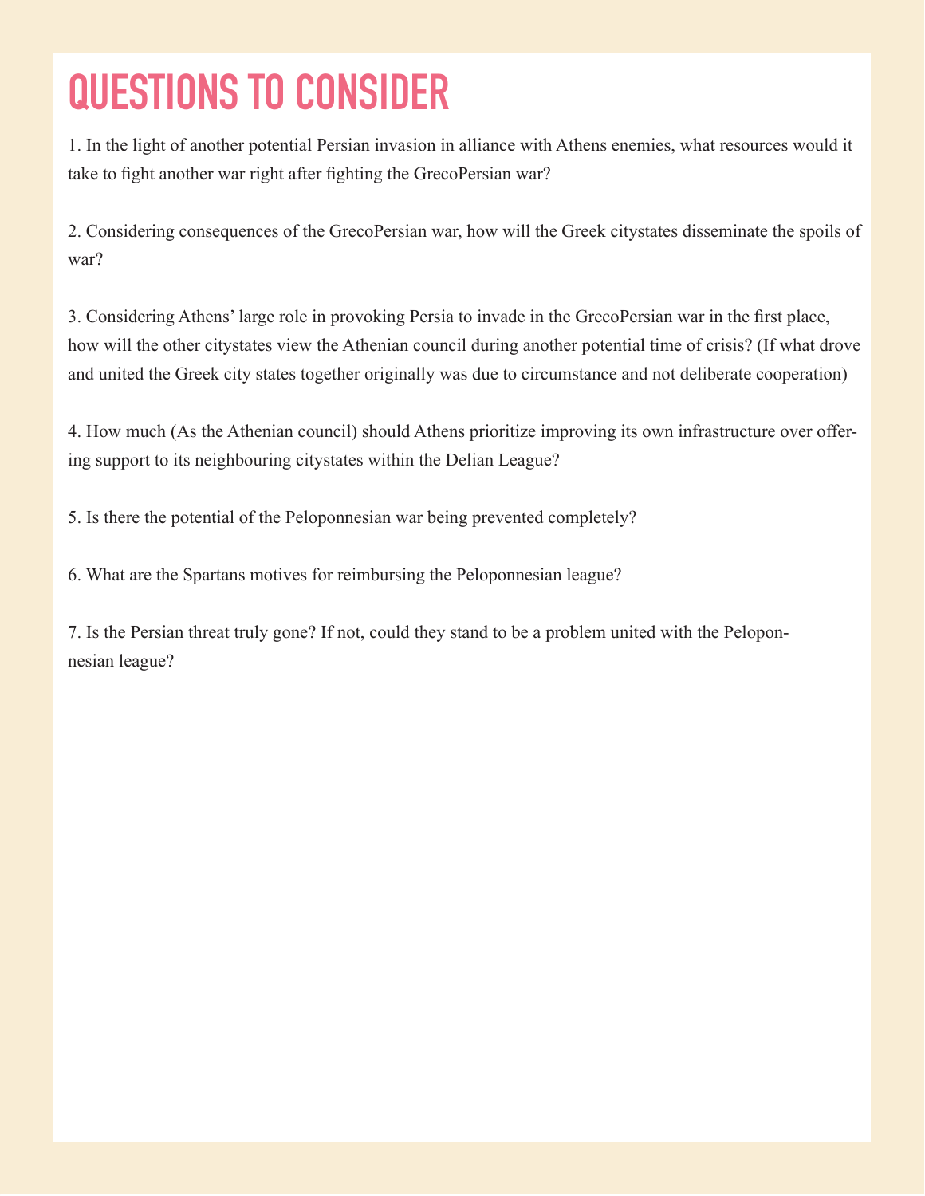# QUESTIONS TO CONSIDER

1. In the light of another potential Persian invasion in alliance with Athens enemies, what resources would it take to fight another war right after fighting the GrecoPersian war?

2. Considering consequences of the GrecoPersian war, how will the Greek citystates disseminate the spoils of war?

3. Considering Athens' large role in provoking Persia to invade in the GrecoPersian war in the first place, how will the other citystates view the Athenian council during another potential time of crisis? (If what drove and united the Greek city states together originally was due to circumstance and not deliberate cooperation)

4. How much (As the Athenian council) should Athens prioritize improving its own infrastructure over offering support to its neighbouring citystates within the Delian League?

5. Is there the potential of the Peloponnesian war being prevented completely?

6. What are the Spartans motives for reimbursing the Peloponnesian league?

7. Is the Persian threat truly gone? If not, could they stand to be a problem united with the Peloponnesian league?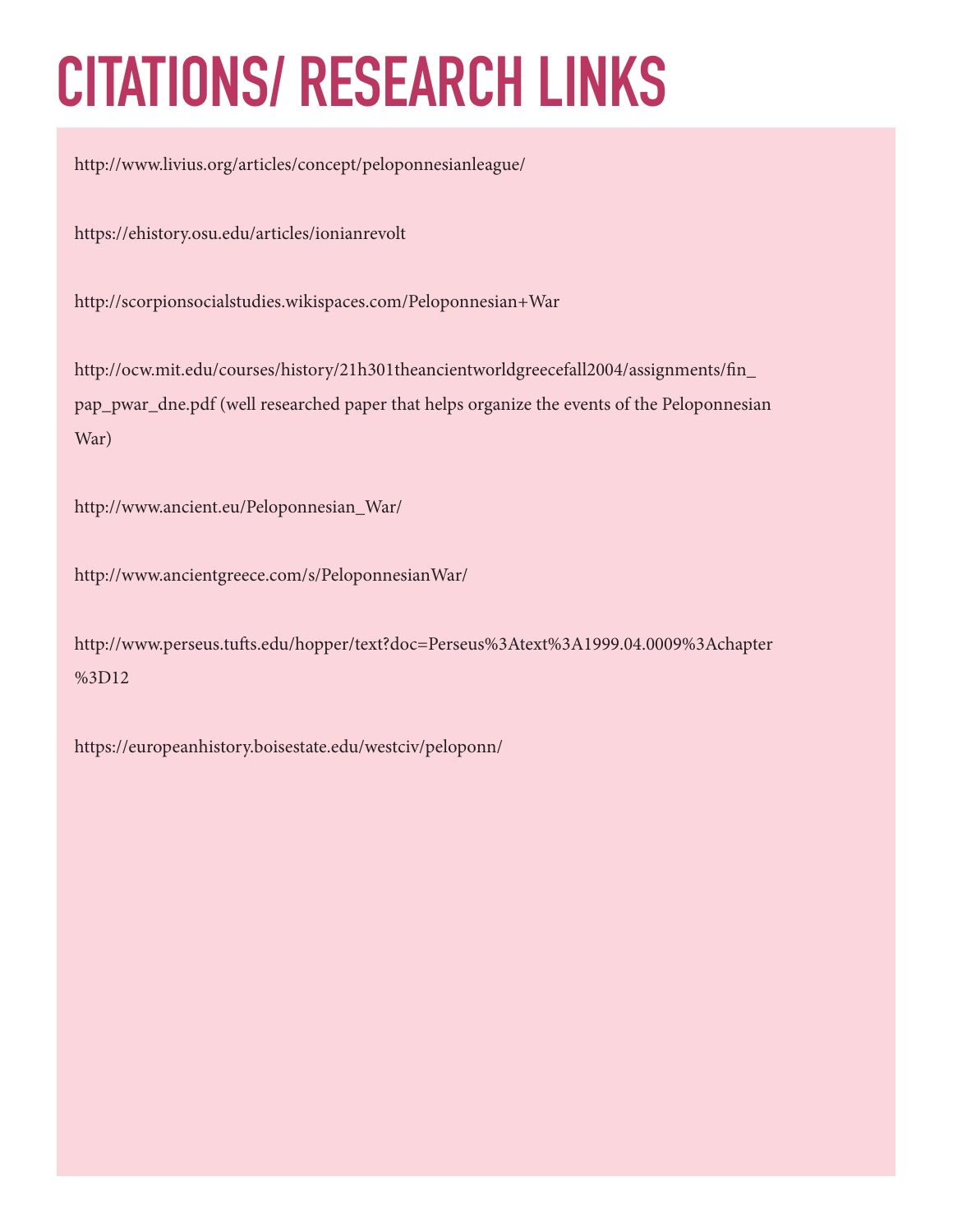# CITATIONS/ RESEARCH LINKS

http://www.livius.org/articles/concept/peloponnesianleague/

https://ehistory.osu.edu/articles/ionianrevolt

http://scorpionsocialstudies.wikispaces.com/Peloponnesian+War

http://ocw.mit.edu/courses/history/21h301theancientworldgreecefall2004/assignments/fin_pap_pwar_dne.pdf (well researched paper that helps organize the events of the Peloponnesian War)

http://www.ancient.eu/Peloponnesian_War/

http://www.ancientgreece.com/s/PeloponnesianWar/

http://www.perseus.tufts.edu/hopper/text?doc=Perseus%3Atext%3A1999.04.0009%3Achapter%3D12

https://europeanhistory.boisestate.edu/westciv/peloponn/